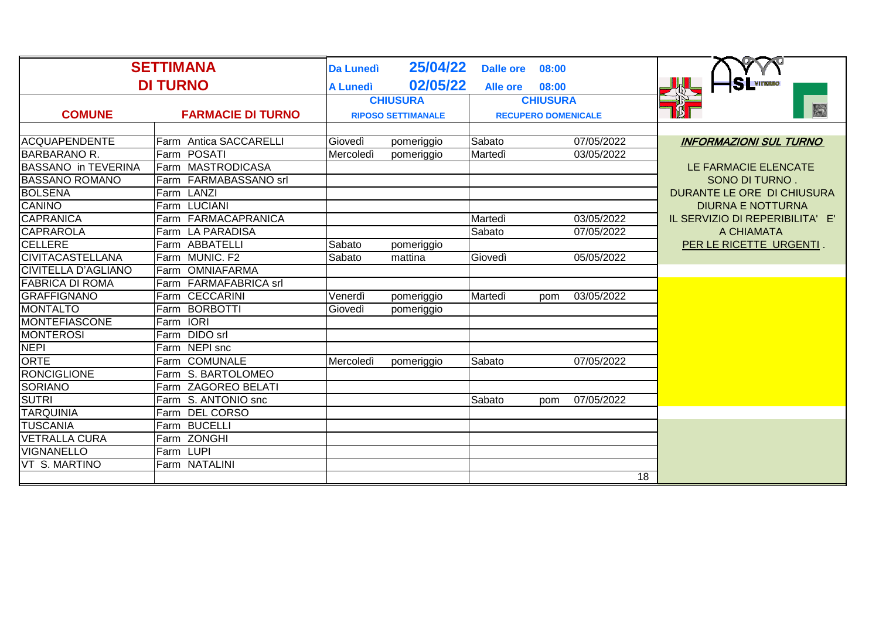| **SETTIMANA DI TURNO** | | **Da Lunedì** | **25/04/22** | **Dalle ore** | **08:00** | |
|---|---|---|---|---|---|---|
| | | **A Lunedì** | **02/05/22** | **Alle ore** | **08:00** | |
| | | **CHIUSURA** | | **CHIUSURA** | | |
| **COMUNE** | **FARMACIE DI TURNO** | **RIPOSO SETTIMANALE** | | **RECUPERO DOMENICALE** | | |
| ACQUAPENDENTE | Farm Antica SACCARELLI | Giovedì | pomeriggio | Sabato | | 07/05/2022 |
| BARBARANO R. | Farm POSATI | Mercoledì | pomeriggio | Martedì | | 03/05/2022 |
| BASSANO in TEVERINA | Farm MASTRODICASA | | | | | |
| BASSANO ROMANO | Farm FARMABASSANO srl | | | | | |
| BOLSENA | Farm LANZI | | | | | |
| CANINO | Farm LUCIANI | | | | | |
| CAPRANICA | Farm FARMACAPRANICA | | | Martedì | | 03/05/2022 |
| CAPRAROLA | Farm LA PARADISA | | | Sabato | | 07/05/2022 |
| CELLERE | Farm ABBATELLI | Sabato | pomeriggio | | | |
| CIVITACASTELLANA | Farm MUNIC. F2 | Sabato | mattina | Giovedì | | 05/05/2022 |
| CIVITELLA D'AGLIANO | Farm OMNIAFARMA | | | | | |
| FABRICA DI ROMA | Farm FARMAFABRICA srl | | | | | |
| GRAFFIGNANO | Farm CECCARINI | Venerdì | pomeriggio | Martedì | pom | 03/05/2022 |
| MONTALTO | Farm BORBOTTI | Giovedì | pomeriggio | | | |
| MONTEFIASCONE | Farm IORI | | | | | |
| MONTEROSI | Farm DIDO srl | | | | | |
| NEPI | Farm NEPI snc | | | | | |
| ORTE | Farm COMUNALE | Mercoledì | pomeriggio | Sabato | | 07/05/2022 |
| RONCIGLIONE | Farm S. BARTOLOMEO | | | | | |
| SORIANO | Farm ZAGOREO BELATI | | | | | |
| SUTRI | Farm S. ANTONIO snc | | | Sabato | pom | 07/05/2022 |
| TARQUINIA | Farm DEL CORSO | | | | | |
| TUSCANIA | Farm BUCELLI | | | | | |
| VETRALLA CURA | Farm ZONGHI | | | | | |
| VIGNANELLO | Farm LUPI | | | | | |
| VT S. MARTINO | Farm NATALINI | | | | | |
| | | | | | | 18 |

***INFORMAZIONI SUL TURNO***

LE FARMACIE ELENCATE SONO DI TURNO . DURANTE LE ORE DI CHIUSURA DIURNA E NOTTURNA IL SERVIZIO DI REPERIBILITA' E' A CHIAMATA PER LE RICETTE URGENTI .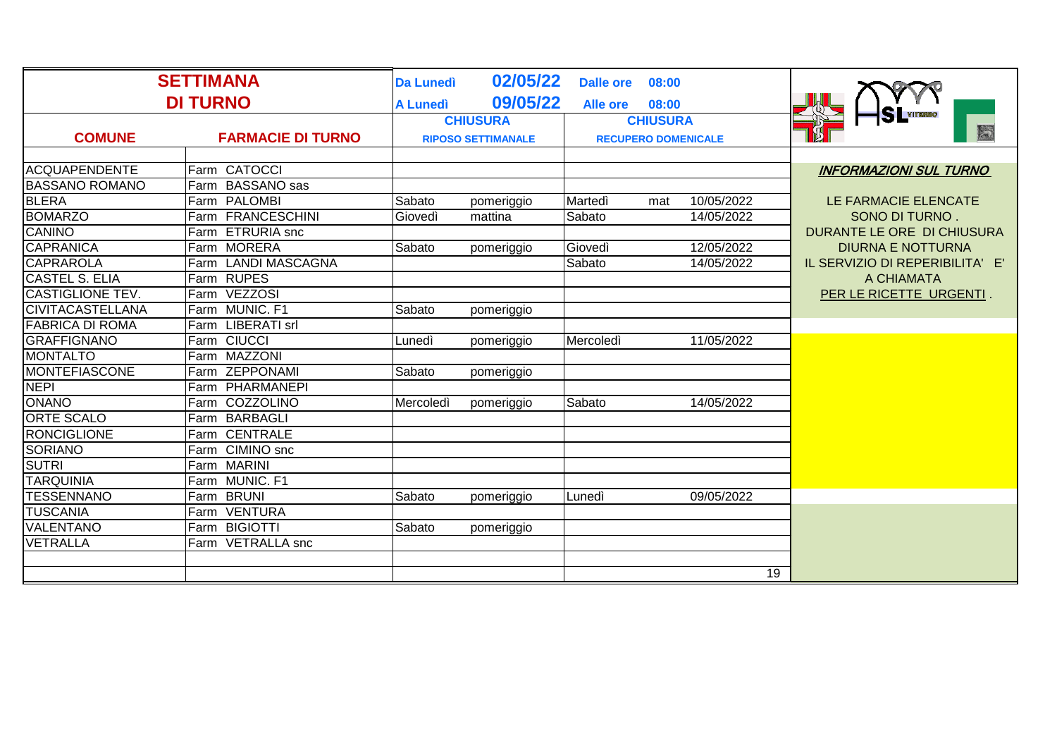| **SETTIMANA DI TURNO** | | **Da Lunedì** | **02/05/22** | **Dalle ore** | **08:00** | |
|---|---|---|---|---|---|---|
| | | **A Lunedì** | **09/05/22** | **Alle ore** | **08:00** | |
| | | **CHIUSURA** | | **CHIUSURA** | | |
| **COMUNE** | **FARMACIE DI TURNO** | **RIPOSO SETTIMANALE** | | **RECUPERO DOMENICALE** | | |
| ACQUAPENDENTE | Farm CATOCCI | | | | | |
| BASSANO ROMANO | Farm BASSANO sas | | | | | |
| BLERA | Farm PALOMBI | Sabato | pomeriggio | Martedì | mat | 10/05/2022 |
| BOMARZO | Farm FRANCESCHINI | Giovedì | mattina | Sabato | | 14/05/2022 |
| CANINO | Farm ETRURIA snc | | | | | |
| CAPRANICA | Farm MORERA | Sabato | pomeriggio | Giovedì | | 12/05/2022 |
| CAPRAROLA | Farm LANDI MASCAGNA | | | Sabato | | 14/05/2022 |
| CASTEL S. ELIA | Farm RUPES | | | | | |
| CASTIGLIONE TEV. | Farm VEZZOSI | | | | | |
| CIVITACASTELLANA | Farm MUNIC. F1 | Sabato | pomeriggio | | | |
| FABRICA DI ROMA | Farm LIBERATI srl | | | | | |
| GRAFFIGNANO | Farm CIUCCI | Lunedì | pomeriggio | Mercoledì | | 11/05/2022 |
| MONTALTO | Farm MAZZONI | | | | | |
| MONTEFIASCONE | Farm ZEPPONAMI | Sabato | pomeriggio | | | |
| NEPI | Farm PHARMANEPI | | | | | |
| ONANO | Farm COZZOLINO | Mercoledì | pomeriggio | Sabato | | 14/05/2022 |
| ORTE SCALO | Farm BARBAGLI | | | | | |
| RONCIGLIONE | Farm CENTRALE | | | | | |
| SORIANO | Farm CIMINO snc | | | | | |
| SUTRI | Farm MARINI | | | | | |
| TARQUINIA | Farm MUNIC. F1 | | | | | |
| TESSENNANO | Farm BRUNI | Sabato | pomeriggio | Lunedì | | 09/05/2022 |
| TUSCANIA | Farm VENTURA | | | | | |
| VALENTANO | Farm BIGIOTTI | Sabato | pomeriggio | | | |
| VETRALLA | Farm VETRALLA snc | | | | | |
| | | | | | | |
| | | | | | | 19 |

***INFORMAZIONI SUL TURNO***

LE FARMACIE ELENCATE SONO DI TURNO .
DURANTE LE ORE DI CHIUSURA DIURNA E NOTTURNA
IL SERVIZIO DI REPERIBILITA' E' A CHIAMATA
PER LE RICETTE URGENTI .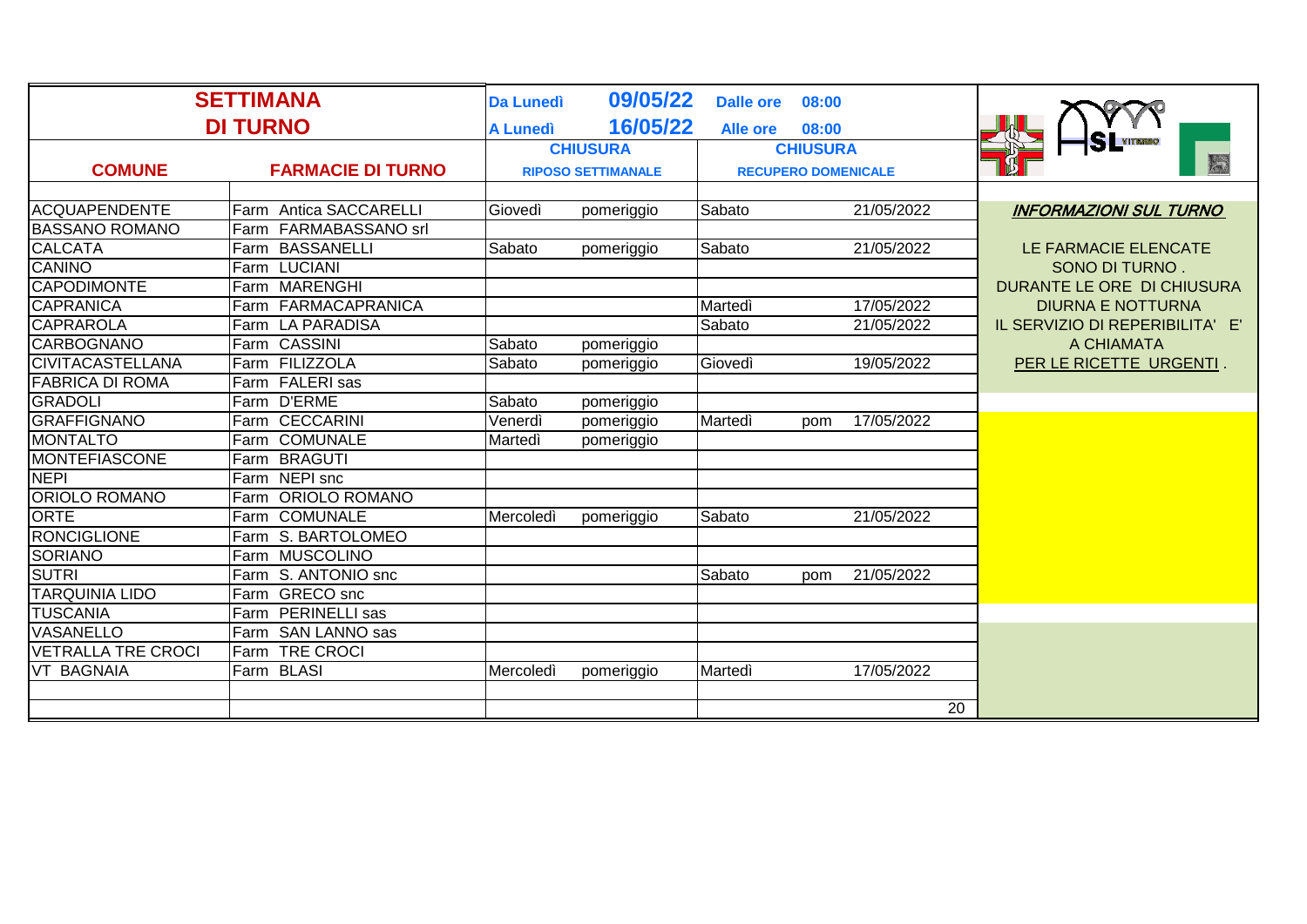| SETTIMANA DI TURNO | | Da Lunedì 09/05/22 | | Dalle ore 08:00 | | |
|---|---|---|---|---|---|---|
| | | A Lunedì 16/05/22 | | Alle ore 08:00 | | |
| COMUNE | FARMACIE DI TURNO | CHIUSURA RIPOSO SETTIMANALE | | CHIUSURA RECUPERO DOMENICALE | | |
| ACQUAPENDENTE | Farm Antica SACCARELLI | Giovedì | pomeriggio | Sabato | | 21/05/2022 |
| BASSANO ROMANO | Farm FARMABASSANO srl | | | | | |
| CALCATA | Farm BASSANELLI | Sabato | pomeriggio | Sabato | | 21/05/2022 |
| CANINO | Farm LUCIANI | | | | | |
| CAPODIMONTE | Farm MARENGHI | | | | | |
| CAPRANICA | Farm FARMACAPRANICA | | | Martedì | | 17/05/2022 |
| CAPRAROLA | Farm LA PARADISA | | | Sabato | | 21/05/2022 |
| CARBOGNANO | Farm CASSINI | Sabato | pomeriggio | | | |
| CIVITACASTELLANA | Farm FILIZZOLA | Sabato | pomeriggio | Giovedì | | 19/05/2022 |
| FABRICA DI ROMA | Farm FALERI sas | | | | | |
| GRADOLI | Farm D'ERME | Sabato | pomeriggio | | | |
| GRAFFIGNANO | Farm CECCARINI | Venerdì | pomeriggio | Martedì | pom | 17/05/2022 |
| MONTALTO | Farm COMUNALE | Martedì | pomeriggio | | | |
| MONTEFIASCONE | Farm BRAGUTI | | | | | |
| NEPI | Farm NEPI snc | | | | | |
| ORIOLO ROMANO | Farm ORIOLO ROMANO | | | | | |
| ORTE | Farm COMUNALE | Mercoledì | pomeriggio | Sabato | | 21/05/2022 |
| RONCIGLIONE | Farm S. BARTOLOMEO | | | | | |
| SORIANO | Farm MUSCOLINO | | | | | |
| SUTRI | Farm S. ANTONIO snc | | | Sabato | pom | 21/05/2022 |
| TARQUINIA LIDO | Farm GRECO snc | | | | | |
| TUSCANIA | Farm PERINELLI sas | | | | | |
| VASANELLO | Farm SAN LANNO sas | | | | | |
| VETRALLA TRE CROCI | Farm TRE CROCI | | | | | |
| VT BAGNAIA | Farm BLASI | Mercoledì | pomeriggio | Martedì | | 17/05/2022 |
| | | | | | | 20 |

***INFORMAZIONI SUL TURNO***

LE FARMACIE ELENCATE SONO DI TURNO. DURANTE LE ORE DI CHIUSURA DIURNA E NOTTURNA IL SERVIZIO DI REPERIBILITA' E' A CHIAMATA PER LE RICETTE URGENTI.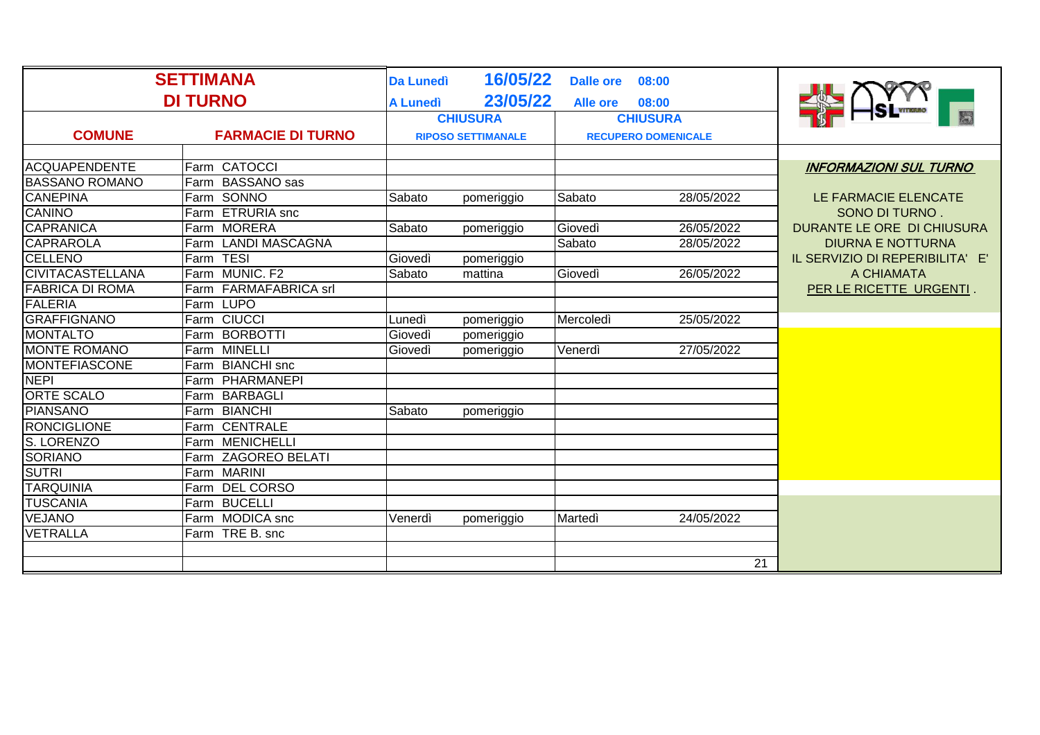| SETTIMANA DI TURNO | | Da Lunedì 16/05/22 | | Dalle ore 08:00 | | |
|---|---|---|---|---|---|---|
| | | A Lunedì 23/05/22 | | Alle ore 08:00 | | |
| | | CHIUSURA | | CHIUSURA | | |
| COMUNE | FARMACIE DI TURNO | RIPOSO SETTIMANALE | | RECUPERO DOMENICALE | | |
| ACQUAPENDENTE | Farm CATOCCI | | | | | ***INFORMAZIONI SUL TURNO*** |
| BASSANO ROMANO | Farm BASSANO sas | | | | | |
| CANEPINA | Farm SONNO | Sabato | pomeriggio | Sabato | 28/05/2022 | LE FARMACIE ELENCATE |
| CANINO | Farm ETRURIA snc | | | | | SONO DI TURNO . |
| CAPRANICA | Farm MORERA | Sabato | pomeriggio | Giovedì | 26/05/2022 | DURANTE LE ORE DI CHIUSURA |
| CAPRAROLA | Farm LANDI MASCAGNA | | | Sabato | 28/05/2022 | DIURNA E NOTTURNA |
| CELLENO | Farm TESI | Giovedì | pomeriggio | | | IL SERVIZIO DI REPERIBILITA' E' |
| CIVITACASTELLANA | Farm MUNIC. F2 | Sabato | mattina | Giovedì | 26/05/2022 | A CHIAMATA |
| FABRICA DI ROMA | Farm FARMAFABRICA srl | | | | | PER LE RICETTE URGENTI . |
| FALERIA | Farm LUPO | | | | | |
| GRAFFIGNANO | Farm CIUCCI | Lunedì | pomeriggio | Mercoledì | 25/05/2022 | |
| MONTALTO | Farm BORBOTTI | Giovedì | pomeriggio | | | |
| MONTE ROMANO | Farm MINELLI | Giovedì | pomeriggio | Venerdì | 27/05/2022 | |
| MONTEFIASCONE | Farm BIANCHI snc | | | | | |
| NEPI | Farm PHARMANEPI | | | | | |
| ORTE SCALO | Farm BARBAGLI | | | | | |
| PIANSANO | Farm BIANCHI | Sabato | pomeriggio | | | |
| RONCIGLIONE | Farm CENTRALE | | | | | |
| S. LORENZO | Farm MENICHELLI | | | | | |
| SORIANO | Farm ZAGOREO BELATI | | | | | |
| SUTRI | Farm MARINI | | | | | |
| TARQUINIA | Farm DEL CORSO | | | | | |
| TUSCANIA | Farm BUCELLI | | | | | |
| VEJANO | Farm MODICA snc | Venerdì | pomeriggio | Martedì | 24/05/2022 | |
| VETRALLA | Farm TRE B. snc | | | | | |
| | | | | | | |
| | | | | | 21 | |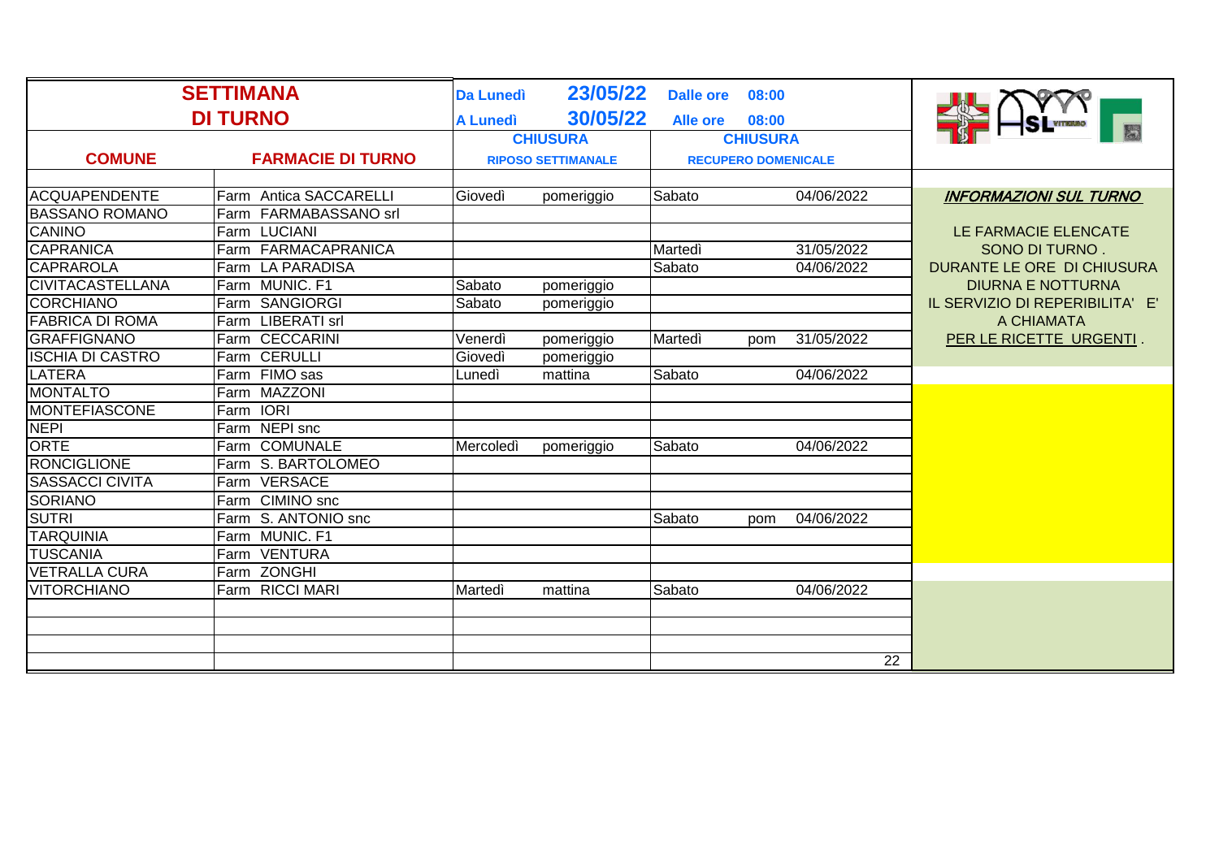| SETTIMANA DI TURNO | | Da Lunedì 23/05/22 | | Dalle ore 08:00 | | |
|---|---|---|---|---|---|---|
| | | A Lunedì 30/05/22 | | Alle ore 08:00 | | |
| | | CHIUSURA | | CHIUSURA | | |
| COMUNE | FARMACIE DI TURNO | RIPOSO SETTIMANALE | | RECUPERO DOMENICALE | | |
| ACQUAPENDENTE | Farm Antica SACCARELLI | Giovedì | pomeriggio | Sabato | | 04/06/2022 |
| BASSANO ROMANO | Farm FARMABASSANO srl | | | | | |
| CANINO | Farm LUCIANI | | | | | |
| CAPRANICA | Farm FARMACAPRANICA | | | Martedì | | 31/05/2022 |
| CAPRAROLA | Farm LA PARADISA | | | Sabato | | 04/06/2022 |
| CIVITACASTELLANA | Farm MUNIC. F1 | Sabato | pomeriggio | | | |
| CORCHIANO | Farm SANGIORGI | Sabato | pomeriggio | | | |
| FABRICA DI ROMA | Farm LIBERATI srl | | | | | |
| GRAFFIGNANO | Farm CECCARINI | Venerdì | pomeriggio | Martedì | pom | 31/05/2022 |
| ISCHIA DI CASTRO | Farm CERULLI | Giovedì | pomeriggio | | | |
| LATERA | Farm FIMO sas | Lunedì | mattina | Sabato | | 04/06/2022 |
| MONTALTO | Farm MAZZONI | | | | | |
| MONTEFIASCONE | Farm IORI | | | | | |
| NEPI | Farm NEPI snc | | | | | |
| ORTE | Farm COMUNALE | Mercoledì | pomeriggio | Sabato | | 04/06/2022 |
| RONCIGLIONE | Farm S. BARTOLOMEO | | | | | |
| SASSACCI CIVITA | Farm VERSACE | | | | | |
| SORIANO | Farm CIMINO snc | | | | | |
| SUTRI | Farm S. ANTONIO snc | | | Sabato | pom | 04/06/2022 |
| TARQUINIA | Farm MUNIC. F1 | | | | | |
| TUSCANIA | Farm VENTURA | | | | | |
| VETRALLA CURA | Farm ZONGHI | | | | | |
| VITORCHIANO | Farm RICCI MARI | Martedì | mattina | Sabato | | 04/06/2022 |
| | | | | | | 22 |

***INFORMAZIONI SUL TURNO***

LE FARMACIE ELENCATE SONO DI TURNO . DURANTE LE ORE DI CHIUSURA DIURNA E NOTTURNA IL SERVIZIO DI REPERIBILITA' E' A CHIAMATA PER LE RICETTE URGENTI .